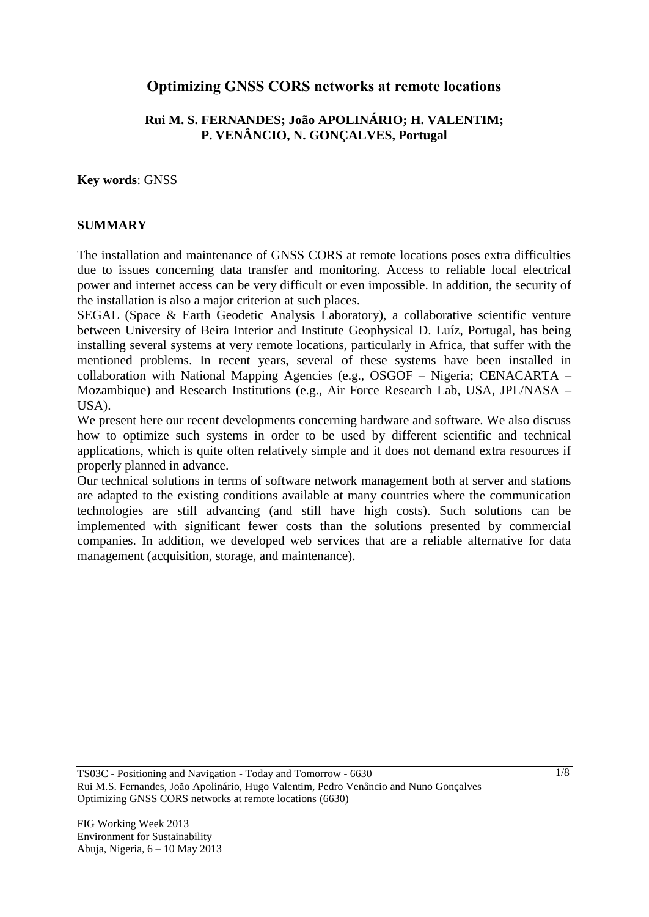# Optimizing GNSS CORS networks at remote locations

**Rui M. S. FERNANDES; João APOLINÁRIO; H. VALENTIM; P. VENÂNCIO, N. GONÇALVES, Portugal**

**Key words**: GNSS

## SUMMARY

The installation and maintenance of GNSS CORS at remote locations poses extra difficulties due to issues concerning data transfer and monitoring. Access to reliable local electrical power and internet access can be very difficult or even impossible. In addition, the security of the installation is also a major criterion at such places.

SEGAL (Space & Earth Geodetic Analysis Laboratory), a collaborative scientific venture between University of Beira Interior and Institute Geophysical D. Luíz, Portugal, has being installing several systems at very remote locations, particularly in Africa, that suffer with the mentioned problems. In recent years, several of these systems have been installed in collaboration with National Mapping Agencies (e.g., OSGOF – Nigeria; CENACARTA – Mozambique) and Research Institutions (e.g., Air Force Research Lab, USA, JPL/NASA – USA).

We present here our recent developments concerning hardware and software. We also discuss how to optimize such systems in order to be used by different scientific and technical applications, which is quite often relatively simple and it does not demand extra resources if properly planned in advance.

Our technical solutions in terms of software network management both at server and stations are adapted to the existing conditions available at many countries where the communication technologies are still advancing (and still have high costs). Such solutions can be implemented with significant fewer costs than the solutions presented by commercial companies. In addition, we developed web services that are a reliable alternative for data management (acquisition, storage, and maintenance).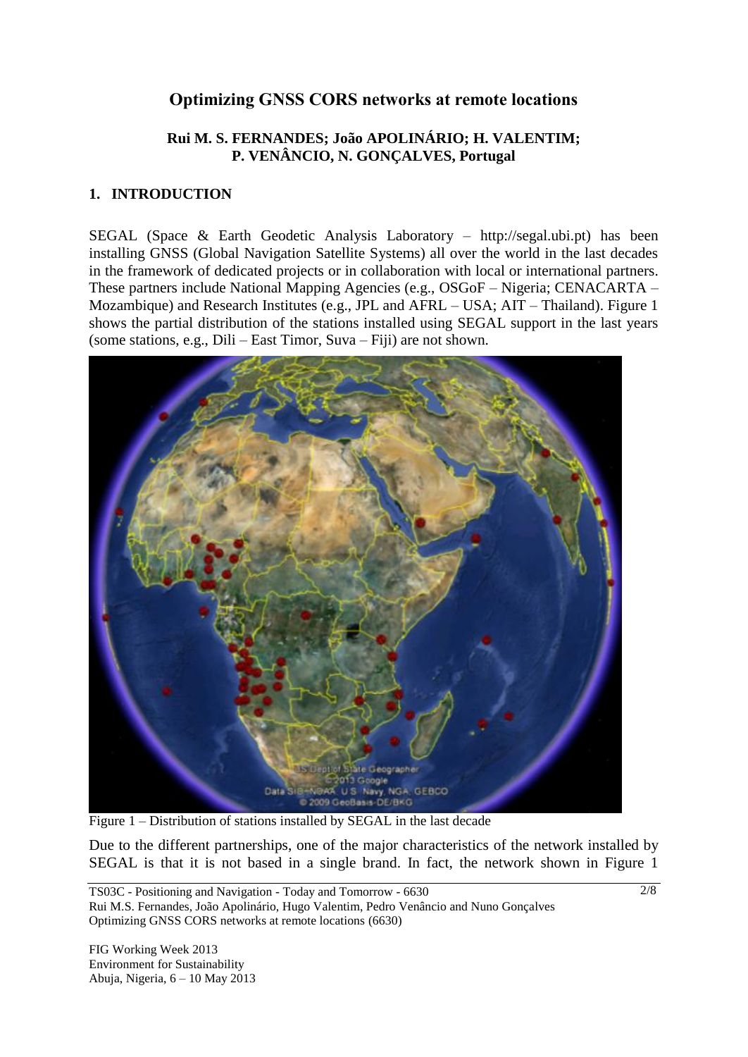# Optimizing GNSS CORS networks at remote locations

**Rui M. S. FERNANDES; João APOLINÁRIO; H. VALENTIM; P. VENÂNCIO, N. GONÇALVES, Portugal**

## 1. INTRODUCTION

SEGAL (Space & Earth Geodetic Analysis Laboratory – http://segal.ubi.pt) has been installing GNSS (Global Navigation Satellite Systems) all over the world in the last decades in the framework of dedicated projects or in collaboration with local or international partners. These partners include National Mapping Agencies (e.g., OSGoF – Nigeria; CENACARTA – Mozambique) and Research Institutes (e.g., JPL and AFRL – USA; AIT – Thailand). Figure 1 shows the partial distribution of the stations installed using SEGAL support in the last years (some stations, e.g., Dili – East Timor, Suva – Fiji) are not shown.

Figure 1 – Distribution of stations installed by SEGAL in the last decade

Due to the different partnerships, one of the major characteristics of the network installed by SEGAL is that it is not based in a single brand. In fact, the network shown in Figure 1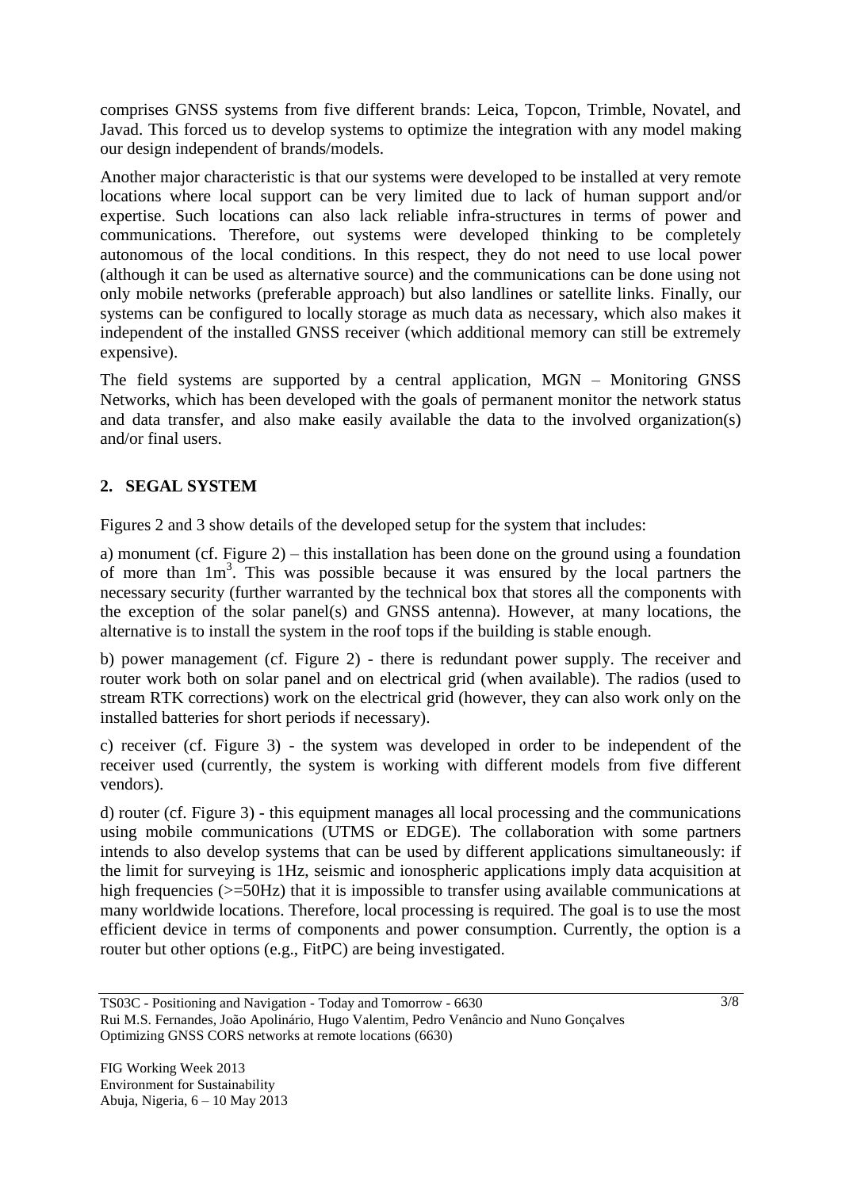comprises GNSS systems from five different brands: Leica, Topcon, Trimble, Novatel, and Javad. This forced us to develop systems to optimize the integration with any model making our design independent of brands/models.

Another major characteristic is that our systems were developed to be installed at very remote locations where local support can be very limited due to lack of human support and/or expertise. Such locations can also lack reliable infra-structures in terms of power and communications. Therefore, out systems were developed thinking to be completely autonomous of the local conditions. In this respect, they do not need to use local power (although it can be used as alternative source) and the communications can be done using not only mobile networks (preferable approach) but also landlines or satellite links. Finally, our systems can be configured to locally storage as much data as necessary, which also makes it independent of the installed GNSS receiver (which additional memory can still be extremely expensive).

The field systems are supported by a central application, MGN – Monitoring GNSS Networks, which has been developed with the goals of permanent monitor the network status and data transfer, and also make easily available the data to the involved organization(s) and/or final users.

## 2. SEGAL SYSTEM

Figures 2 and 3 show details of the developed setup for the system that includes:

a) monument (cf. Figure 2) – this installation has been done on the ground using a foundation of more than $1m^3$. This was possible because it was ensured by the local partners the necessary security (further warranted by the technical box that stores all the components with the exception of the solar panel(s) and GNSS antenna). However, at many locations, the alternative is to install the system in the roof tops if the building is stable enough.

b) power management (cf. Figure 2) - there is redundant power supply. The receiver and router work both on solar panel and on electrical grid (when available). The radios (used to stream RTK corrections) work on the electrical grid (however, they can also work only on the installed batteries for short periods if necessary).

c) receiver (cf. Figure 3) - the system was developed in order to be independent of the receiver used (currently, the system is working with different models from five different vendors).

d) router (cf. Figure 3) - this equipment manages all local processing and the communications using mobile communications (UTMS or EDGE). The collaboration with some partners intends to also develop systems that can be used by different applications simultaneously: if the limit for surveying is 1Hz, seismic and ionospheric applications imply data acquisition at high frequencies (>=50Hz) that it is impossible to transfer using available communications at many worldwide locations. Therefore, local processing is required. The goal is to use the most efficient device in terms of components and power consumption. Currently, the option is a router but other options (e.g., FitPC) are being investigated.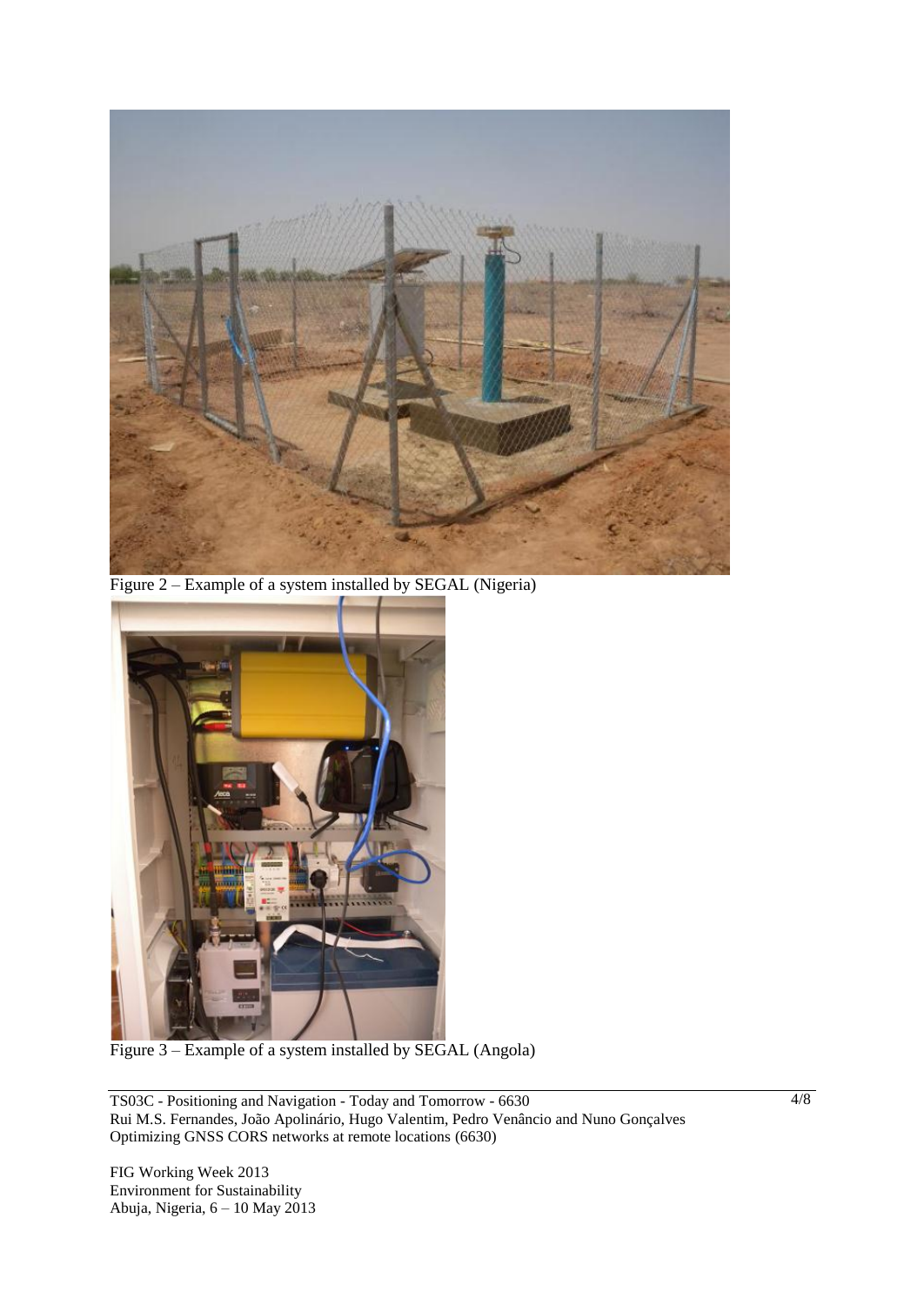Figure 2 – Example of a system installed by SEGAL (Nigeria)

Figure 3 – Example of a system installed by SEGAL (Angola)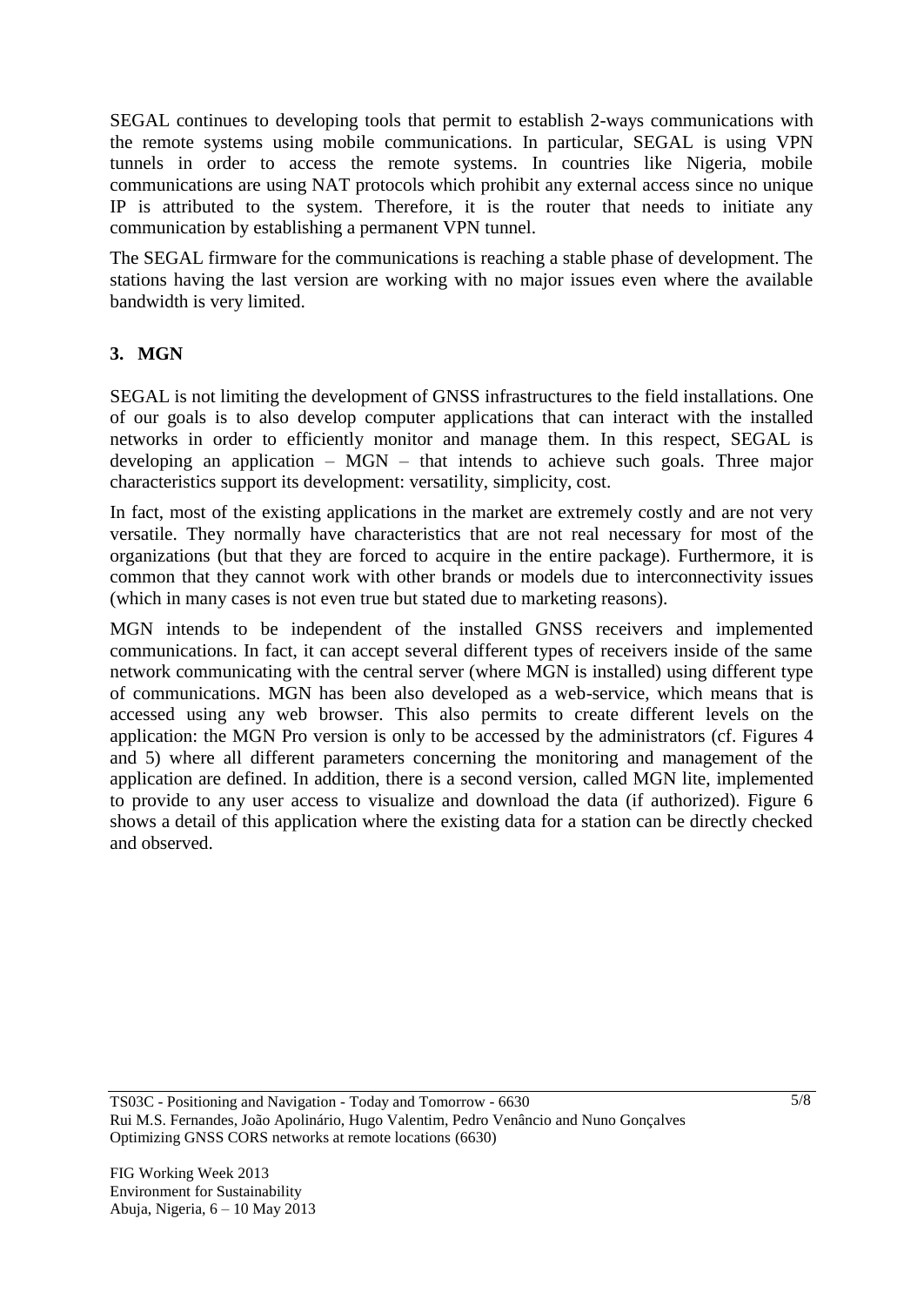SEGAL continues to developing tools that permit to establish 2-ways communications with the remote systems using mobile communications. In particular, SEGAL is using VPN tunnels in order to access the remote systems. In countries like Nigeria, mobile communications are using NAT protocols which prohibit any external access since no unique IP is attributed to the system. Therefore, it is the router that needs to initiate any communication by establishing a permanent VPN tunnel.

The SEGAL firmware for the communications is reaching a stable phase of development. The stations having the last version are working with no major issues even where the available bandwidth is very limited.

## 3. MGN

SEGAL is not limiting the development of GNSS infrastructures to the field installations. One of our goals is to also develop computer applications that can interact with the installed networks in order to efficiently monitor and manage them. In this respect, SEGAL is developing an application – MGN – that intends to achieve such goals. Three major characteristics support its development: versatility, simplicity, cost.

In fact, most of the existing applications in the market are extremely costly and are not very versatile. They normally have characteristics that are not real necessary for most of the organizations (but that they are forced to acquire in the entire package). Furthermore, it is common that they cannot work with other brands or models due to interconnectivity issues (which in many cases is not even true but stated due to marketing reasons).

MGN intends to be independent of the installed GNSS receivers and implemented communications. In fact, it can accept several different types of receivers inside of the same network communicating with the central server (where MGN is installed) using different type of communications. MGN has been also developed as a web-service, which means that is accessed using any web browser. This also permits to create different levels on the application: the MGN Pro version is only to be accessed by the administrators (cf. Figures 4 and 5) where all different parameters concerning the monitoring and management of the application are defined. In addition, there is a second version, called MGN lite, implemented to provide to any user access to visualize and download the data (if authorized). Figure 6 shows a detail of this application where the existing data for a station can be directly checked and observed.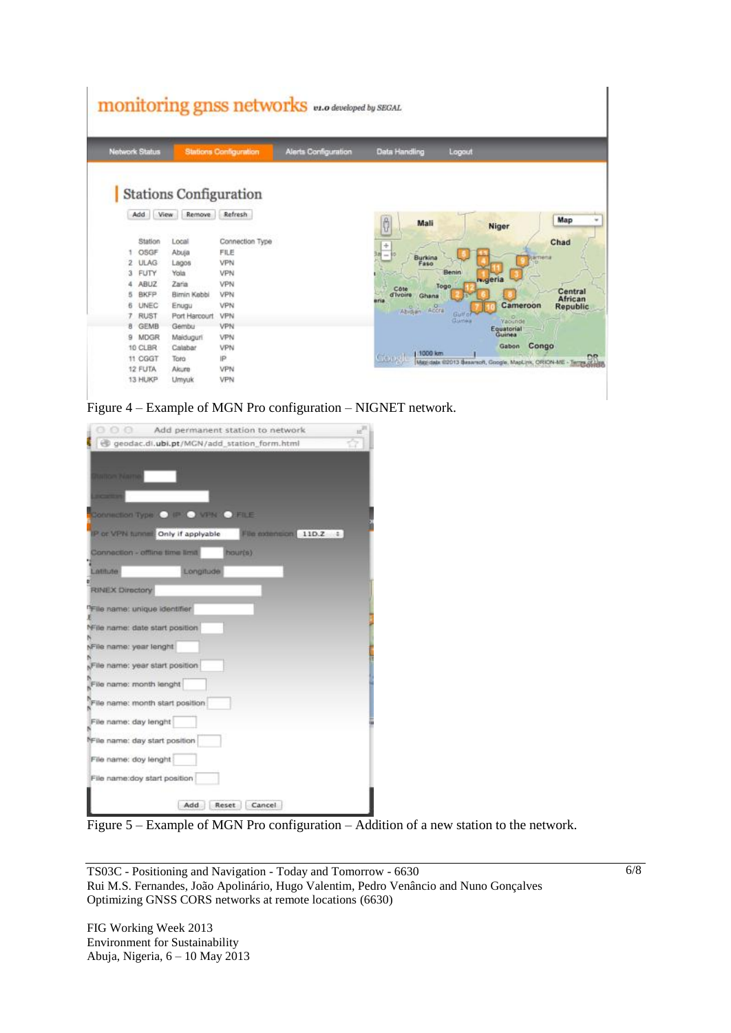Figure 4 – Example of MGN Pro configuration – NIGNET network.

Figure 5 – Example of MGN Pro configuration – Addition of a new station to the network.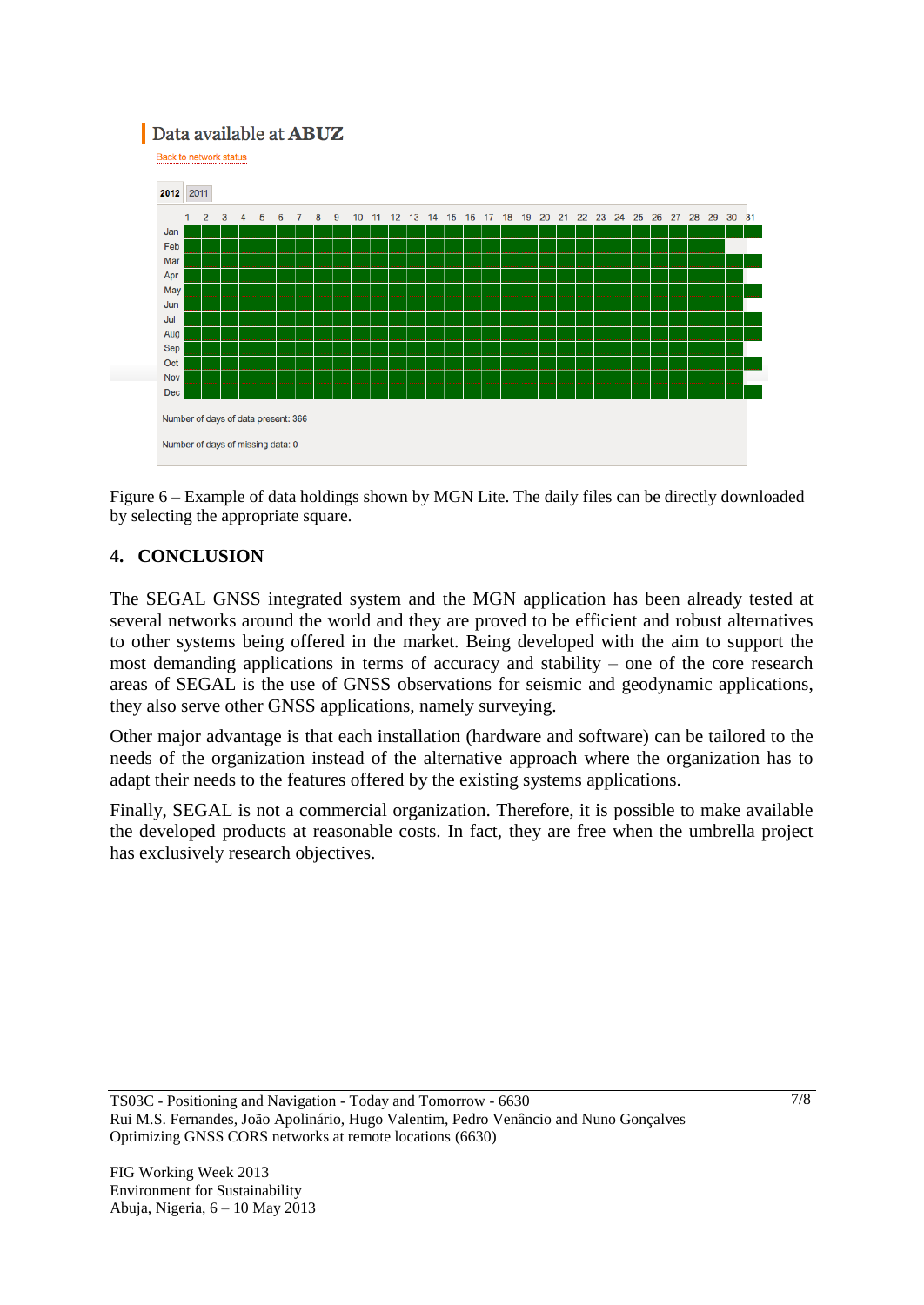Figure 6 – Example of data holdings shown by MGN Lite. The daily files can be directly downloaded by selecting the appropriate square.

## 4. CONCLUSION

The SEGAL GNSS integrated system and the MGN application has been already tested at several networks around the world and they are proved to be efficient and robust alternatives to other systems being offered in the market. Being developed with the aim to support the most demanding applications in terms of accuracy and stability – one of the core research areas of SEGAL is the use of GNSS observations for seismic and geodynamic applications, they also serve other GNSS applications, namely surveying.

Other major advantage is that each installation (hardware and software) can be tailored to the needs of the organization instead of the alternative approach where the organization has to adapt their needs to the features offered by the existing systems applications.

Finally, SEGAL is not a commercial organization. Therefore, it is possible to make available the developed products at reasonable costs. In fact, they are free when the umbrella project has exclusively research objectives.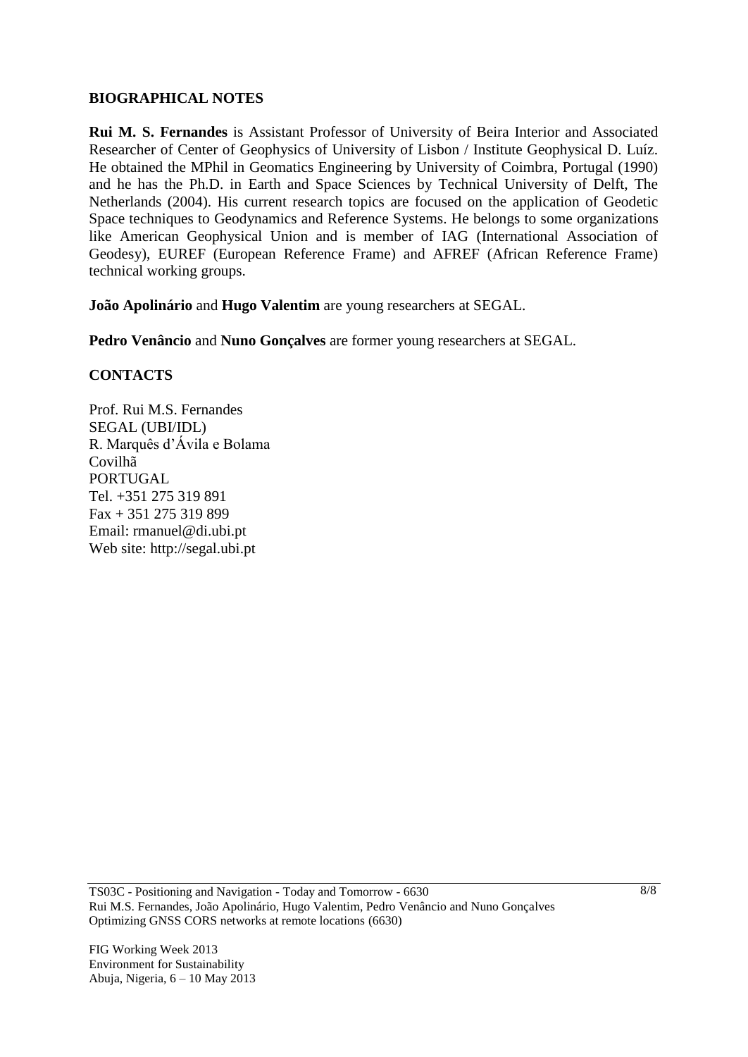## BIOGRAPHICAL NOTES

**Rui M. S. Fernandes** is Assistant Professor of University of Beira Interior and Associated Researcher of Center of Geophysics of University of Lisbon / Institute Geophysical D. Luíz. He obtained the MPhil in Geomatics Engineering by University of Coimbra, Portugal (1990) and he has the Ph.D. in Earth and Space Sciences by Technical University of Delft, The Netherlands (2004). His current research topics are focused on the application of Geodetic Space techniques to Geodynamics and Reference Systems. He belongs to some organizations like American Geophysical Union and is member of IAG (International Association of Geodesy), EUREF (European Reference Frame) and AFREF (African Reference Frame) technical working groups.

**João Apolinário** and **Hugo Valentim** are young researchers at SEGAL.

**Pedro Venâncio** and **Nuno Gonçalves** are former young researchers at SEGAL.

## CONTACTS

Prof. Rui M.S. Fernandes
SEGAL (UBI/IDL)
R. Marquês d'Ávila e Bolama
Covilhã
PORTUGAL
Tel. +351 275 319 891
Fax + 351 275 319 899
Email: rmanuel@di.ubi.pt
Web site: http://segal.ubi.pt